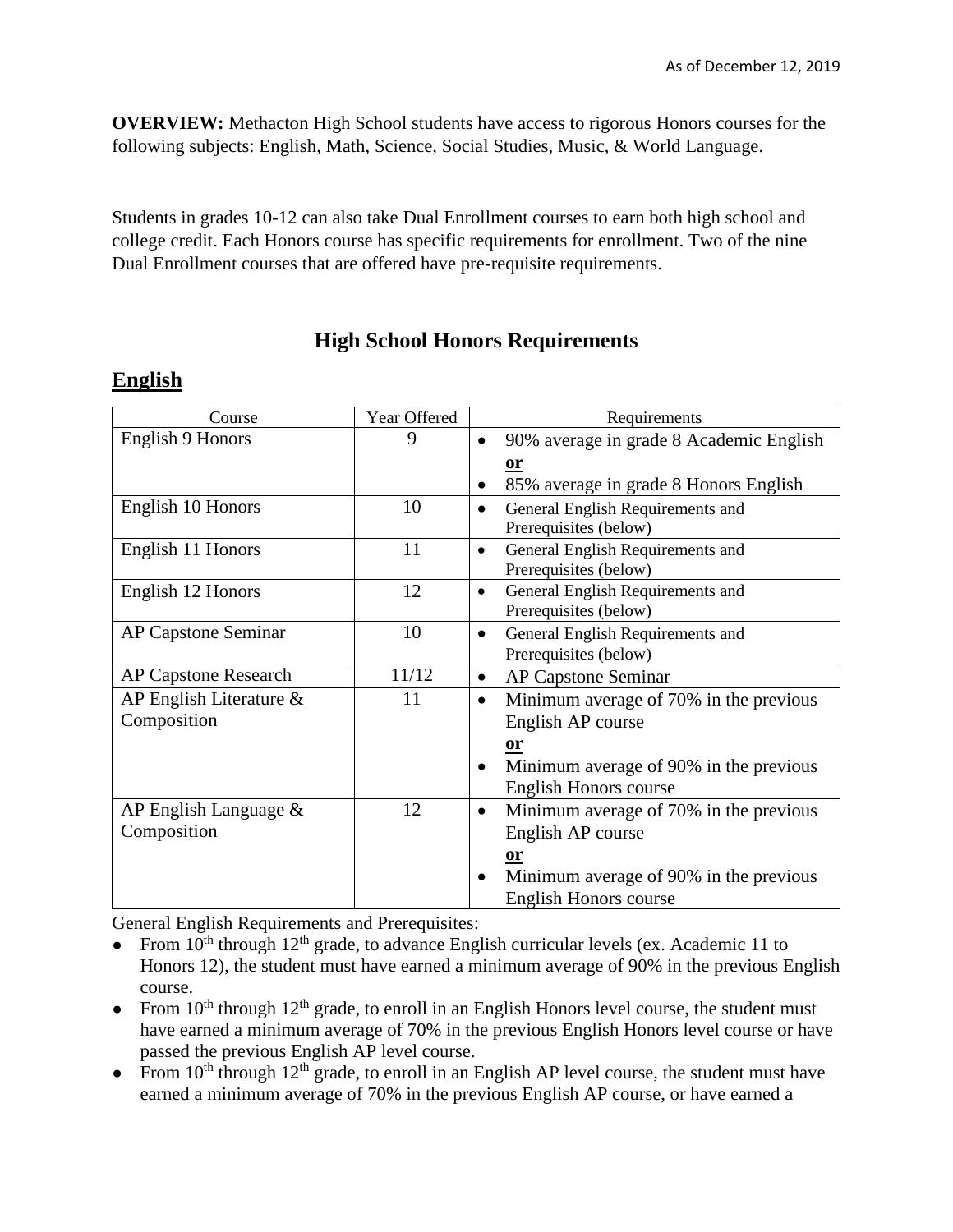As of December 12, 2019

**OVERVIEW:** Methacton High School students have access to rigorous Honors courses for the following subjects: English, Math, Science, Social Studies, Music, & World Language.

Students in grades 10-12 can also take Dual Enrollment courses to earn both high school and college credit. Each Honors course has specific requirements for enrollment. Two of the nine Dual Enrollment courses that are offered have pre-requisite requirements.

# High School Honors Requirements

## English

| Course | Year Offered | Requirements |
|---|---|---|
| English 9 Honors | 9 | • 90% average in grade 8 Academic English **or** • 85% average in grade 8 Honors English |
| English 10 Honors | 10 | • General English Requirements and Prerequisites (below) |
| English 11 Honors | 11 | • General English Requirements and Prerequisites (below) |
| English 12 Honors | 12 | • General English Requirements and Prerequisites (below) |
| AP Capstone Seminar | 10 | • General English Requirements and Prerequisites (below) |
| AP Capstone Research | 11/12 | • AP Capstone Seminar |
| AP English Literature & Composition | 11 | • Minimum average of 70% in the previous English AP course **or** • Minimum average of 90% in the previous English Honors course |
| AP English Language & Composition | 12 | • Minimum average of 70% in the previous English AP course **or** • Minimum average of 90% in the previous English Honors course |

General English Requirements and Prerequisites:

- From 10th through 12th grade, to advance English curricular levels (ex. Academic 11 to Honors 12), the student must have earned a minimum average of 90% in the previous English course.
- From 10th through 12th grade, to enroll in an English Honors level course, the student must have earned a minimum average of 70% in the previous English Honors level course or have passed the previous English AP level course.
- From 10th through 12th grade, to enroll in an English AP level course, the student must have earned a minimum average of 70% in the previous English AP course, or have earned a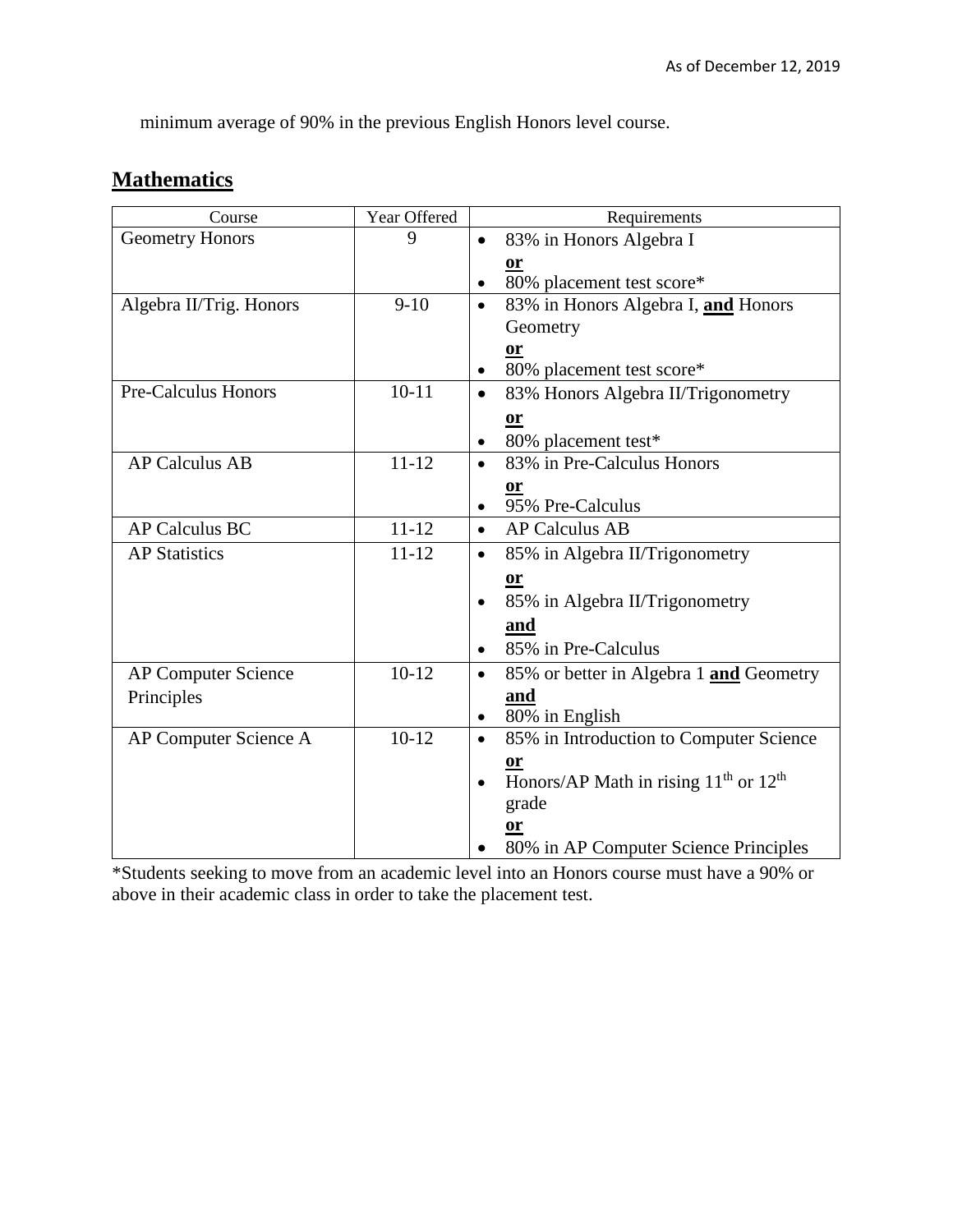minimum average of 90% in the previous English Honors level course.

## Mathematics

| Course | Year Offered | Requirements |
|---|---|---|
| Geometry Honors | 9 | • 83% in Honors Algebra I<br>**or**<br>• 80% placement test score* |
| Algebra II/Trig. Honors | 9-10 | • 83% in Honors Algebra I, **and** Honors Geometry<br>**or**<br>• 80% placement test score* |
| Pre-Calculus Honors | 10-11 | • 83% Honors Algebra II/Trigonometry<br>**or**<br>• 80% placement test* |
| AP Calculus AB | 11-12 | • 83% in Pre-Calculus Honors<br>**or**<br>• 95% Pre-Calculus |
| AP Calculus BC | 11-12 | • AP Calculus AB |
| AP Statistics | 11-12 | • 85% in Algebra II/Trigonometry<br>**or**<br>• 85% in Algebra II/Trigonometry<br>**and**<br>• 85% in Pre-Calculus |
| AP Computer Science Principles | 10-12 | • 85% or better in Algebra 1 **and** Geometry<br>**and**<br>• 80% in English |
| AP Computer Science A | 10-12 | • 85% in Introduction to Computer Science<br>**or**<br>• Honors/AP Math in rising 11th or 12th grade<br>**or**<br>• 80% in AP Computer Science Principles |

*Students seeking to move from an academic level into an Honors course must have a 90% or above in their academic class in order to take the placement test.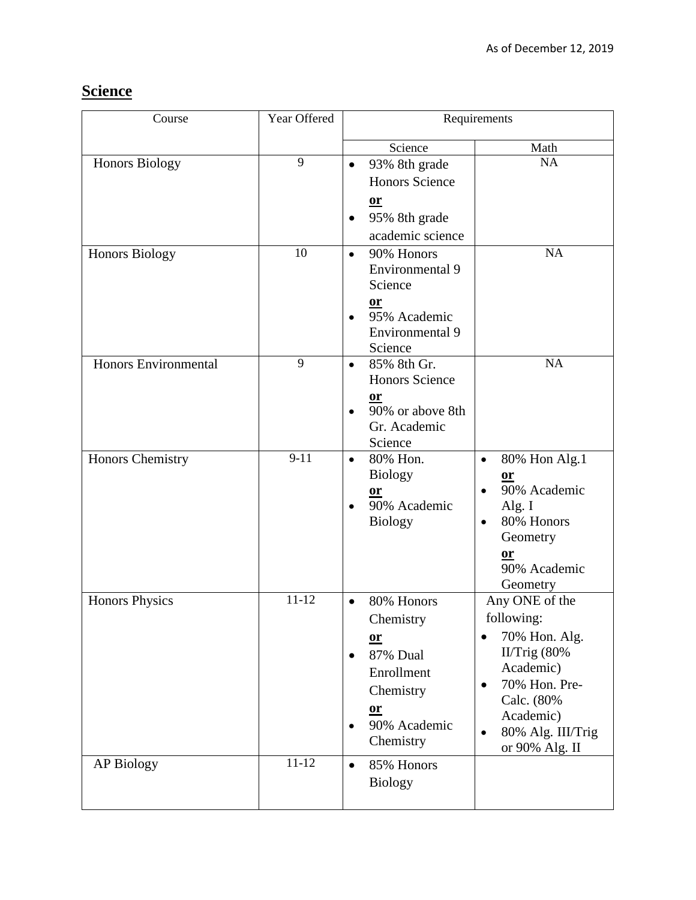As of December 12, 2019

## Science

| Course | Year Offered | Requirements | |
|---|---|---|---|
| | | Science | Math |
| Honors Biology | 9 | • 93% 8th grade Honors Science **or** • 95% 8th grade academic science | NA |
| Honors Biology | 10 | • 90% Honors Environmental 9 Science **or** • 95% Academic Environmental 9 Science | NA |
| Honors Environmental | 9 | • 85% 8th Gr. Honors Science **or** • 90% or above 8th Gr. Academic Science | NA |
| Honors Chemistry | 9-11 | • 80% Hon. Biology **or** • 90% Academic Biology | • 80% Hon Alg.1 **or** • 90% Academic Alg. I • 80% Honors Geometry **or** 90% Academic Geometry |
| Honors Physics | 11-12 | • 80% Honors Chemistry **or** • 87% Dual Enrollment Chemistry **or** • 90% Academic Chemistry | Any ONE of the following: • 70% Hon. Alg. II/Trig (80% Academic) • 70% Hon. Pre-Calc. (80% Academic) • 80% Alg. III/Trig or 90% Alg. II |
| AP Biology | 11-12 | • 85% Honors Biology | |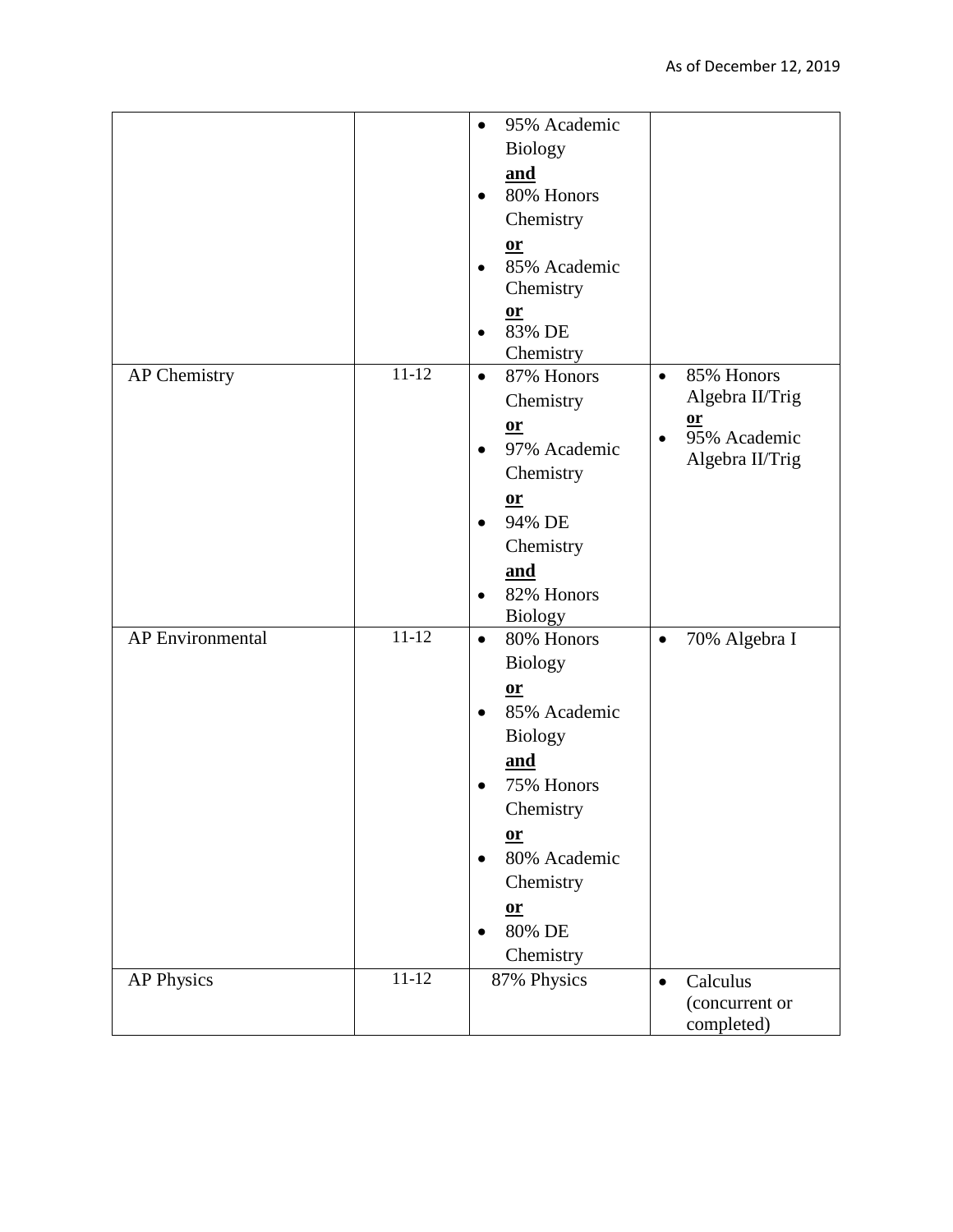| | | | |
|---|---|---|---|
| | | • 95% Academic Biology **and** • 80% Honors Chemistry **or** • 85% Academic Chemistry **or** • 83% DE Chemistry | |
| AP Chemistry | 11-12 | • 87% Honors Chemistry **or** • 97% Academic Chemistry **or** • 94% DE Chemistry **and** • 82% Honors Biology | • 85% Honors Algebra II/Trig **or** • 95% Academic Algebra II/Trig |
| AP Environmental | 11-12 | • 80% Honors Biology **or** • 85% Academic Biology **and** • 75% Honors Chemistry **or** • 80% Academic Chemistry **or** • 80% DE Chemistry | • 70% Algebra I |
| AP Physics | 11-12 | 87% Physics | • Calculus (concurrent or completed) |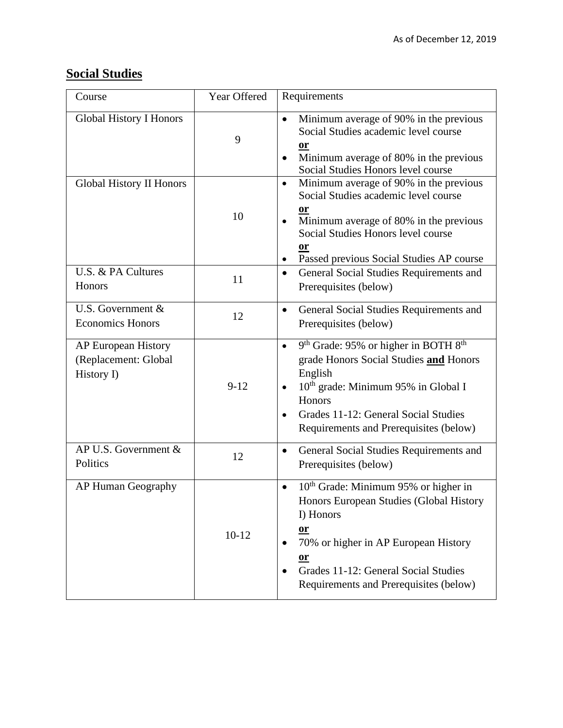As of December 12, 2019

## Social Studies

| Course | Year Offered | Requirements |
|---|---|---|
| Global History I Honors | 9 | • Minimum average of 90% in the previous Social Studies academic level course<br>**or**<br>• Minimum average of 80% in the previous Social Studies Honors level course |
| Global History II Honors | 10 | • Minimum average of 90% in the previous Social Studies academic level course<br>**or**<br>• Minimum average of 80% in the previous Social Studies Honors level course<br>**or**<br>• Passed previous Social Studies AP course |
| U.S. & PA Cultures Honors | 11 | • General Social Studies Requirements and Prerequisites (below) |
| U.S. Government & Economics Honors | 12 | • General Social Studies Requirements and Prerequisites (below) |
| AP European History (Replacement: Global History I) | 9-12 | • 9th Grade: 95% or higher in BOTH 8th grade Honors Social Studies **and** Honors English<br>• 10th grade: Minimum 95% in Global I Honors<br>• Grades 11-12: General Social Studies Requirements and Prerequisites (below) |
| AP U.S. Government & Politics | 12 | • General Social Studies Requirements and Prerequisites (below) |
| AP Human Geography | 10-12 | • 10th Grade: Minimum 95% or higher in Honors European Studies (Global History I) Honors<br>**or**<br>• 70% or higher in AP European History<br>**or**<br>• Grades 11-12: General Social Studies Requirements and Prerequisites (below) |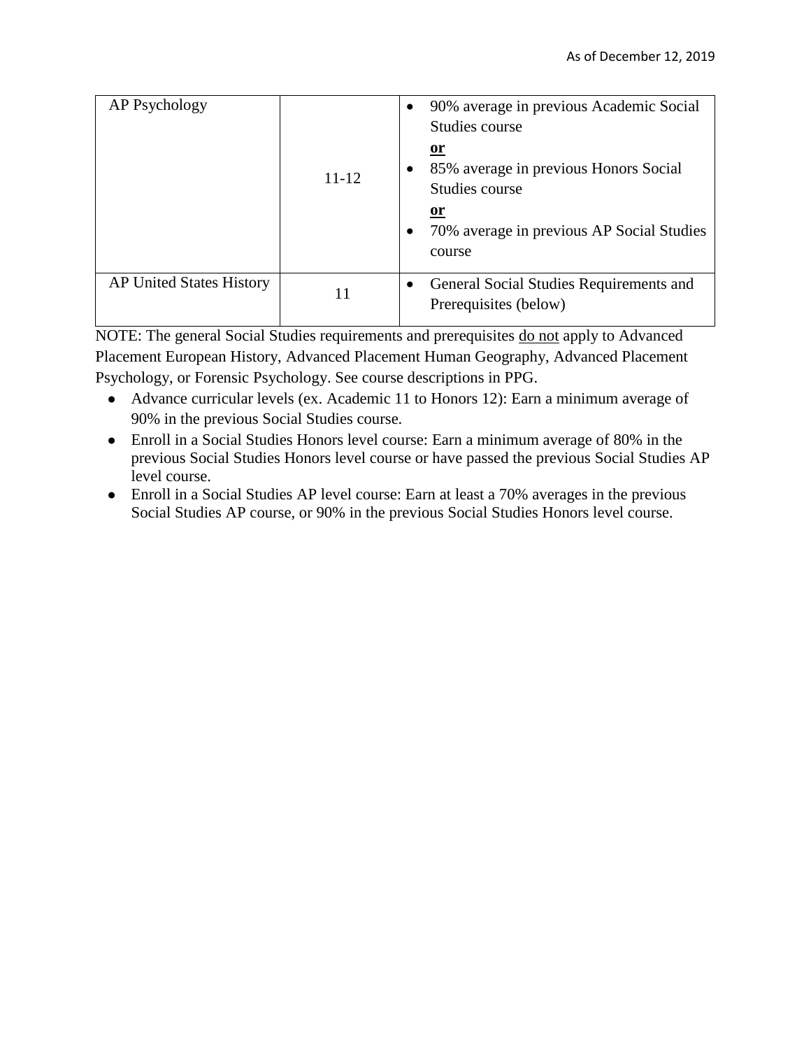| AP Psychology | 11-12 | • 90% average in previous Academic Social Studies course<br>**<u>or</u>**<br>• 85% average in previous Honors Social Studies course<br>**<u>or</u>**<br>• 70% average in previous AP Social Studies course |
|---|---|---|
| AP United States History | 11 | • General Social Studies Requirements and Prerequisites (below) |

NOTE: The general Social Studies requirements and prerequisites <u>do not</u> apply to Advanced Placement European History, Advanced Placement Human Geography, Advanced Placement Psychology, or Forensic Psychology. See course descriptions in PPG.

- Advance curricular levels (ex. Academic 11 to Honors 12): Earn a minimum average of 90% in the previous Social Studies course.
- Enroll in a Social Studies Honors level course: Earn a minimum average of 80% in the previous Social Studies Honors level course or have passed the previous Social Studies AP level course.
- Enroll in a Social Studies AP level course: Earn at least a 70% averages in the previous Social Studies AP course, or 90% in the previous Social Studies Honors level course.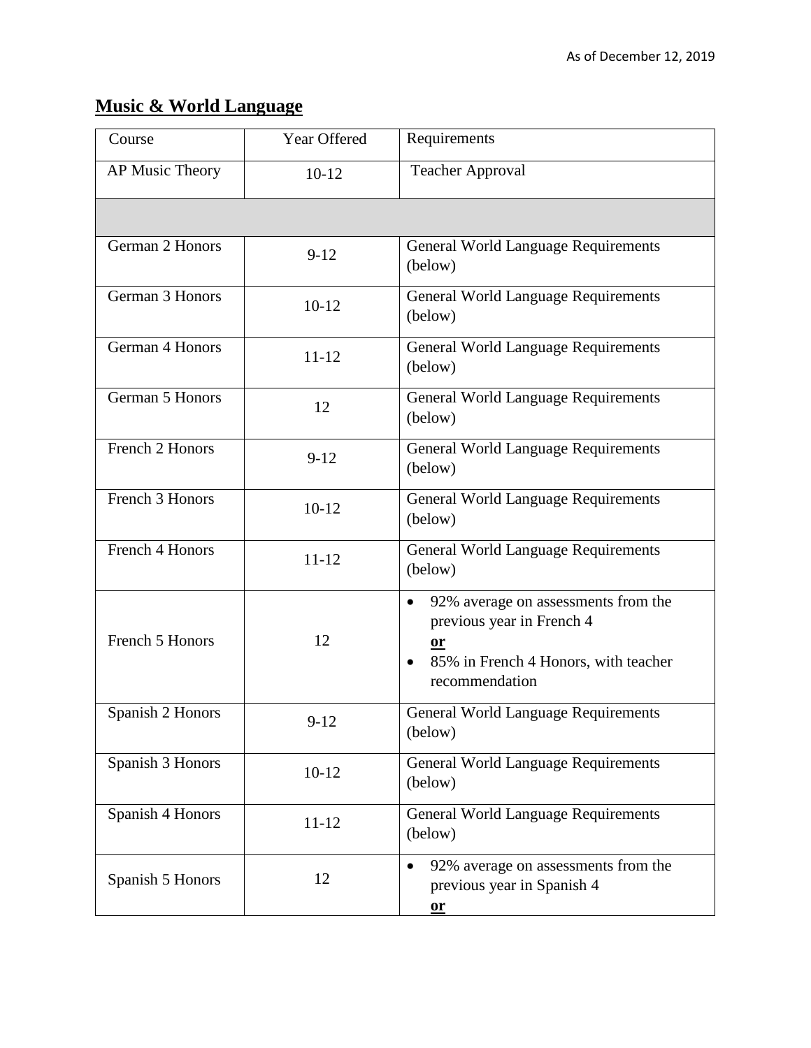## **Music & World Language**

| Course | Year Offered | Requirements |
|---|---|---|
| AP Music Theory | 10-12 | Teacher Approval |
| | | |
| German 2 Honors | 9-12 | General World Language Requirements (below) |
| German 3 Honors | 10-12 | General World Language Requirements (below) |
| German 4 Honors | 11-12 | General World Language Requirements (below) |
| German 5 Honors | 12 | General World Language Requirements (below) |
| French 2 Honors | 9-12 | General World Language Requirements (below) |
| French 3 Honors | 10-12 | General World Language Requirements (below) |
| French 4 Honors | 11-12 | General World Language Requirements (below) |
| French 5 Honors | 12 | • 92% average on assessments from the previous year in French 4 <br> **or** <br> • 85% in French 4 Honors, with teacher recommendation |
| Spanish 2 Honors | 9-12 | General World Language Requirements (below) |
| Spanish 3 Honors | 10-12 | General World Language Requirements (below) |
| Spanish 4 Honors | 11-12 | General World Language Requirements (below) |
| Spanish 5 Honors | 12 | • 92% average on assessments from the previous year in Spanish 4 <br> **or** |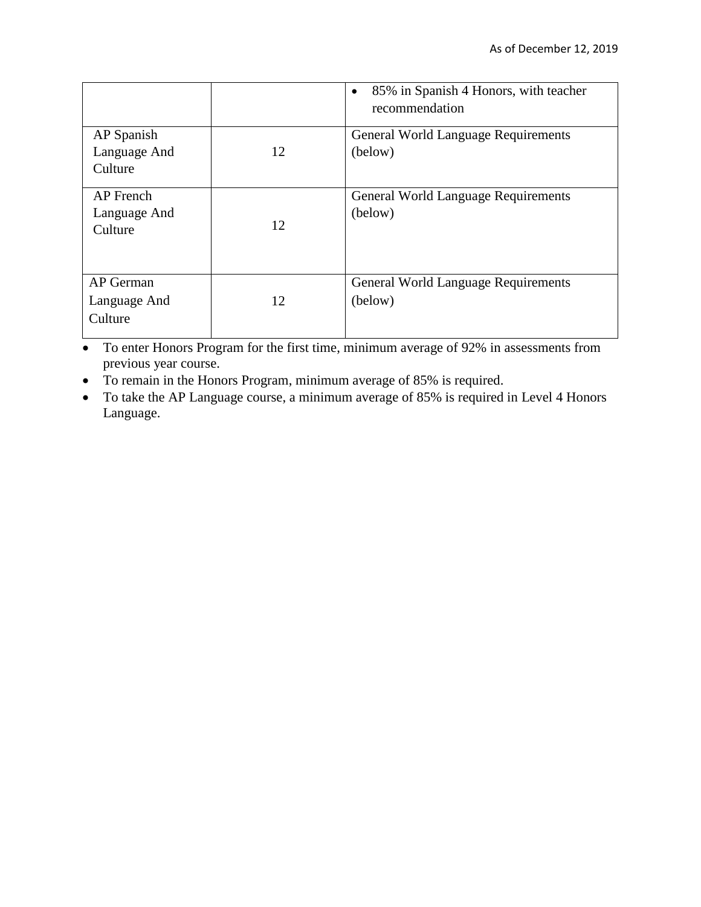| | | |
|---|---|---|
| | | • 85% in Spanish 4 Honors, with teacher recommendation |
| AP Spanish Language And Culture | 12 | General World Language Requirements (below) |
| AP French Language And Culture | 12 | General World Language Requirements (below) |
| AP German Language And Culture | 12 | General World Language Requirements (below) |

- To enter Honors Program for the first time, minimum average of 92% in assessments from previous year course.
- To remain in the Honors Program, minimum average of 85% is required.
- To take the AP Language course, a minimum average of 85% is required in Level 4 Honors Language.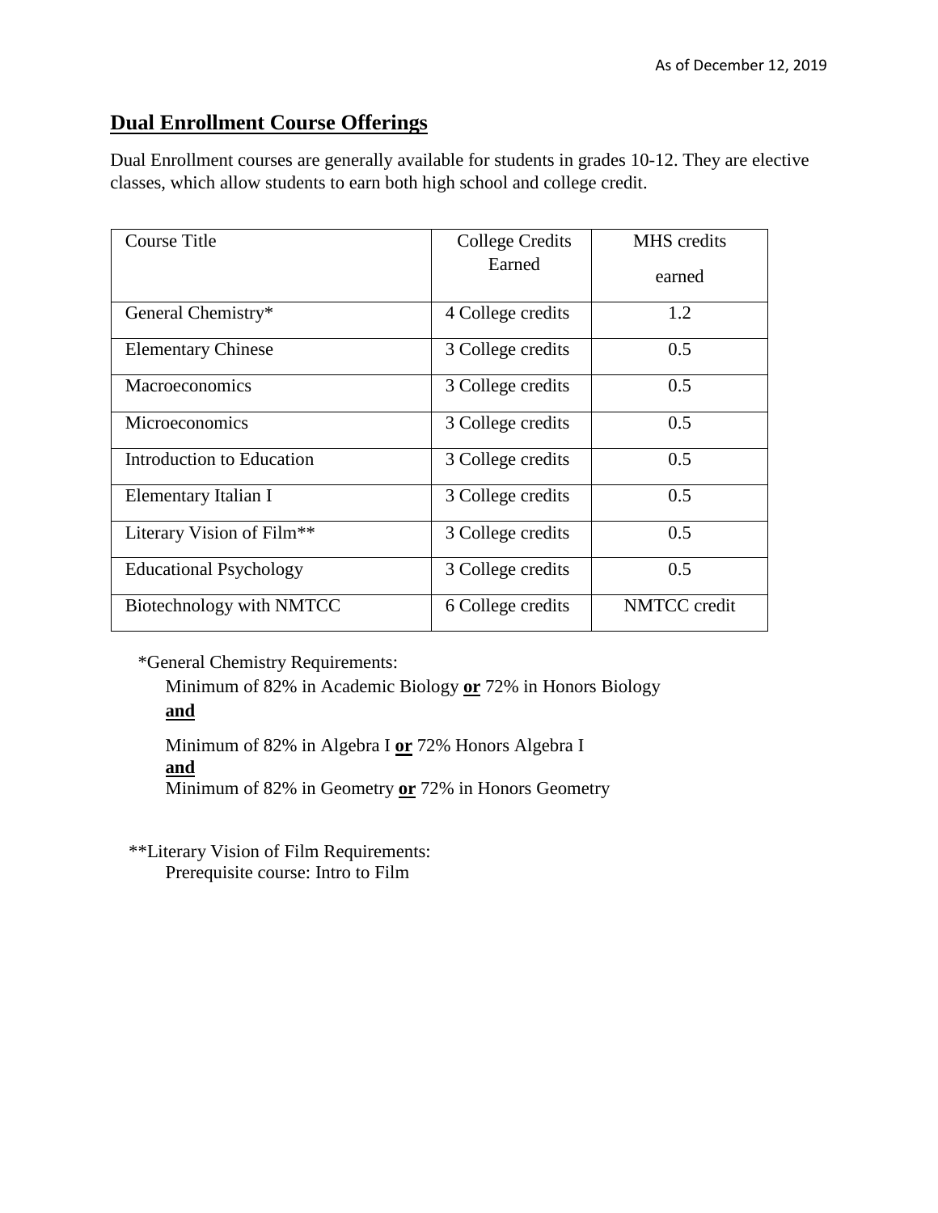As of December 12, 2019

## Dual Enrollment Course Offerings

Dual Enrollment courses are generally available for students in grades 10-12. They are elective classes, which allow students to earn both high school and college credit.

| Course Title | College Credits Earned | MHS credits earned |
|---|---|---|
| General Chemistry* | 4 College credits | 1.2 |
| Elementary Chinese | 3 College credits | 0.5 |
| Macroeconomics | 3 College credits | 0.5 |
| Microeconomics | 3 College credits | 0.5 |
| Introduction to Education | 3 College credits | 0.5 |
| Elementary Italian I | 3 College credits | 0.5 |
| Literary Vision of Film** | 3 College credits | 0.5 |
| Educational Psychology | 3 College credits | 0.5 |
| Biotechnology with NMTCC | 6 College credits | NMTCC credit |

*General Chemistry Requirements:

Minimum of 82% in Academic Biology **or** 72% in Honors Biology
**and**

Minimum of 82% in Algebra I **or** 72% Honors Algebra I
**and**
Minimum of 82% in Geometry **or** 72% in Honors Geometry

**Literary Vision of Film Requirements:
Prerequisite course: Intro to Film